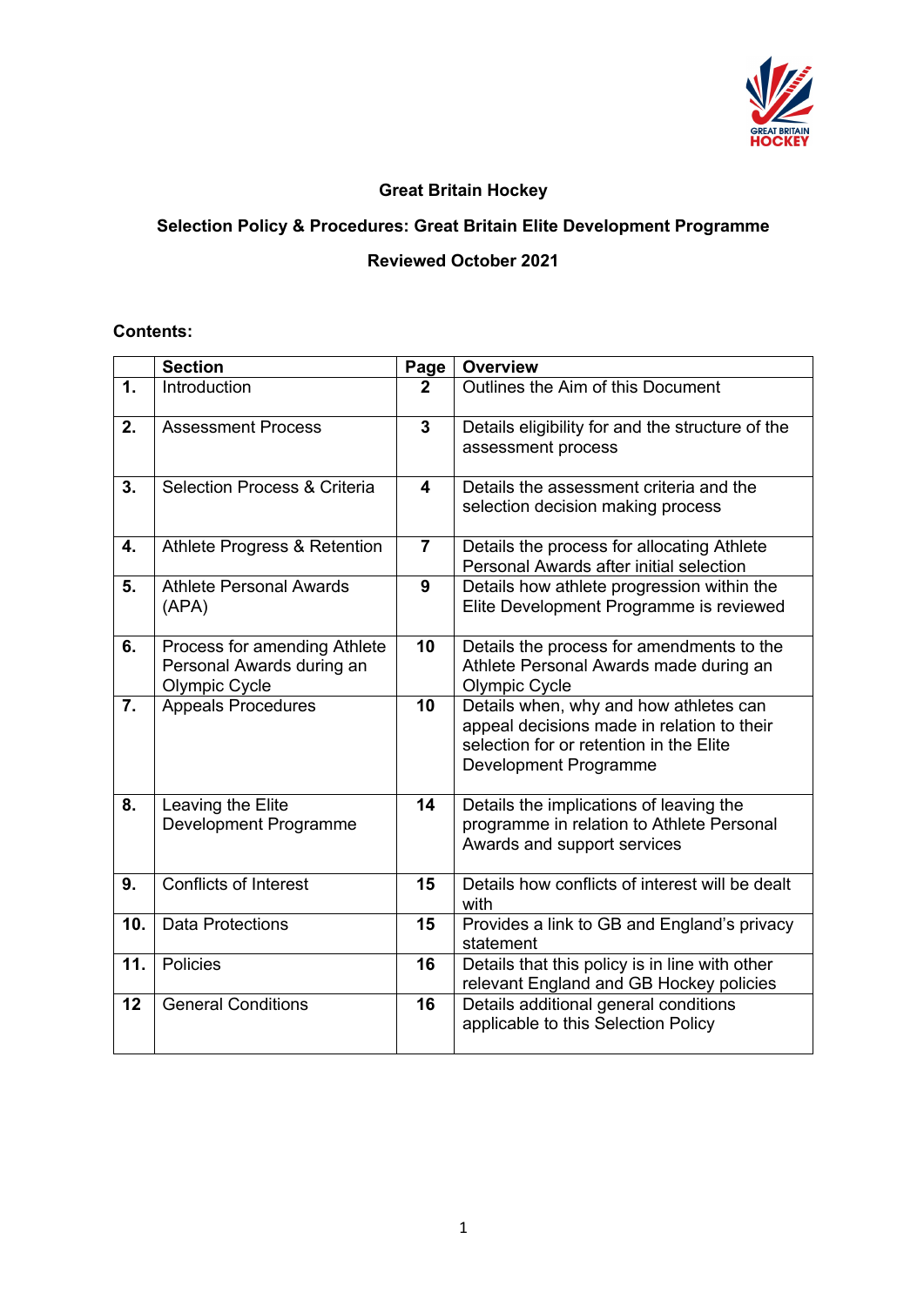# Great Britain Hockey

## Selection Policy & Procedures: Great Britain Elite Development Programme

**Reviewed October 2021**

**Contents:**

| | Section | Page | Overview |
|---|---|---|---|
| **1.** | Introduction | **2** | Outlines the Aim of this Document |
| **2.** | Assessment Process | **3** | Details eligibility for and the structure of the assessment process |
| **3.** | Selection Process & Criteria | **4** | Details the assessment criteria and the selection decision making process |
| **4.** | Athlete Progress & Retention | **7** | Details the process for allocating Athlete Personal Awards after initial selection |
| **5.** | Athlete Personal Awards (APA) | **9** | Details how athlete progression within the Elite Development Programme is reviewed |
| **6.** | Process for amending Athlete Personal Awards during an Olympic Cycle | **10** | Details the process for amendments to the Athlete Personal Awards made during an Olympic Cycle |
| **7.** | Appeals Procedures | **10** | Details when, why and how athletes can appeal decisions made in relation to their selection for or retention in the Elite Development Programme |
| **8.** | Leaving the Elite Development Programme | **14** | Details the implications of leaving the programme in relation to Athlete Personal Awards and support services |
| **9.** | Conflicts of Interest | **15** | Details how conflicts of interest will be dealt with |
| **10.** | Data Protections | **15** | Provides a link to GB and England's privacy statement |
| **11.** | Policies | **16** | Details that this policy is in line with other relevant England and GB Hockey policies |
| **12** | General Conditions | **16** | Details additional general conditions applicable to this Selection Policy |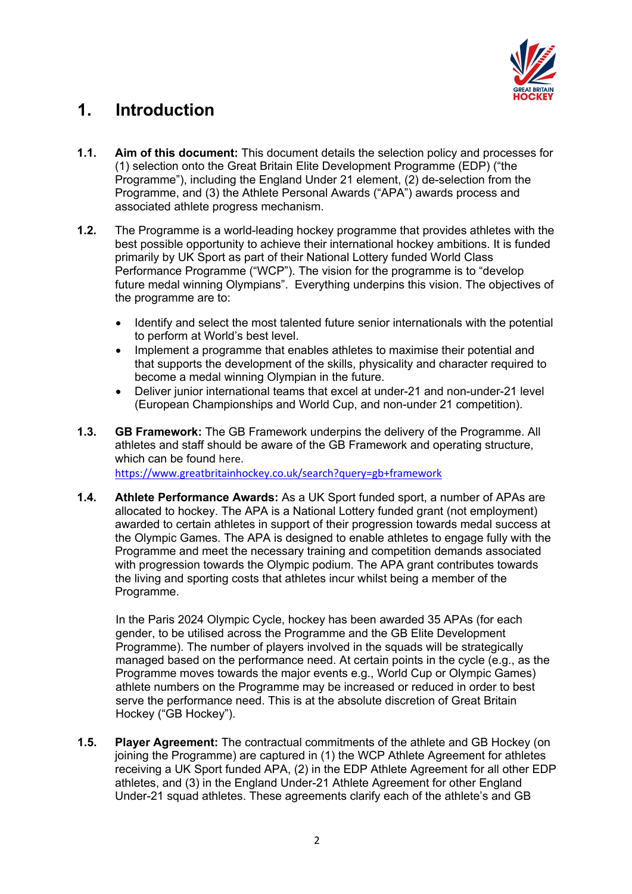# 1. Introduction

**1.1.** **Aim of this document:** This document details the selection policy and processes for (1) selection onto the Great Britain Elite Development Programme (EDP) ("the Programme"), including the England Under 21 element, (2) de-selection from the Programme, and (3) the Athlete Personal Awards ("APA") awards process and associated athlete progress mechanism.

**1.2.** The Programme is a world-leading hockey programme that provides athletes with the best possible opportunity to achieve their international hockey ambitions. It is funded primarily by UK Sport as part of their National Lottery funded World Class Performance Programme ("WCP"). The vision for the programme is to "develop future medal winning Olympians". Everything underpins this vision. The objectives of the programme are to:

- Identify and select the most talented future senior internationals with the potential to perform at World's best level.
- Implement a programme that enables athletes to maximise their potential and that supports the development of the skills, physicality and character required to become a medal winning Olympian in the future.
- Deliver junior international teams that excel at under-21 and non-under-21 level (European Championships and World Cup, and non-under 21 competition).

**1.3.** **GB Framework:** The GB Framework underpins the delivery of the Programme. All athletes and staff should be aware of the GB Framework and operating structure, which can be found here.
https://www.greatbritainhockey.co.uk/search?query=gb+framework

**1.4.** **Athlete Performance Awards:** As a UK Sport funded sport, a number of APAs are allocated to hockey. The APA is a National Lottery funded grant (not employment) awarded to certain athletes in support of their progression towards medal success at the Olympic Games. The APA is designed to enable athletes to engage fully with the Programme and meet the necessary training and competition demands associated with progression towards the Olympic podium. The APA grant contributes towards the living and sporting costs that athletes incur whilst being a member of the Programme.

In the Paris 2024 Olympic Cycle, hockey has been awarded 35 APAs (for each gender, to be utilised across the Programme and the GB Elite Development Programme). The number of players involved in the squads will be strategically managed based on the performance need. At certain points in the cycle (e.g., as the Programme moves towards the major events e.g., World Cup or Olympic Games) athlete numbers on the Programme may be increased or reduced in order to best serve the performance need. This is at the absolute discretion of Great Britain Hockey ("GB Hockey").

**1.5.** **Player Agreement:** The contractual commitments of the athlete and GB Hockey (on joining the Programme) are captured in (1) the WCP Athlete Agreement for athletes receiving a UK Sport funded APA, (2) in the EDP Athlete Agreement for all other EDP athletes, and (3) in the England Under-21 Athlete Agreement for other England Under-21 squad athletes. These agreements clarify each of the athlete's and GB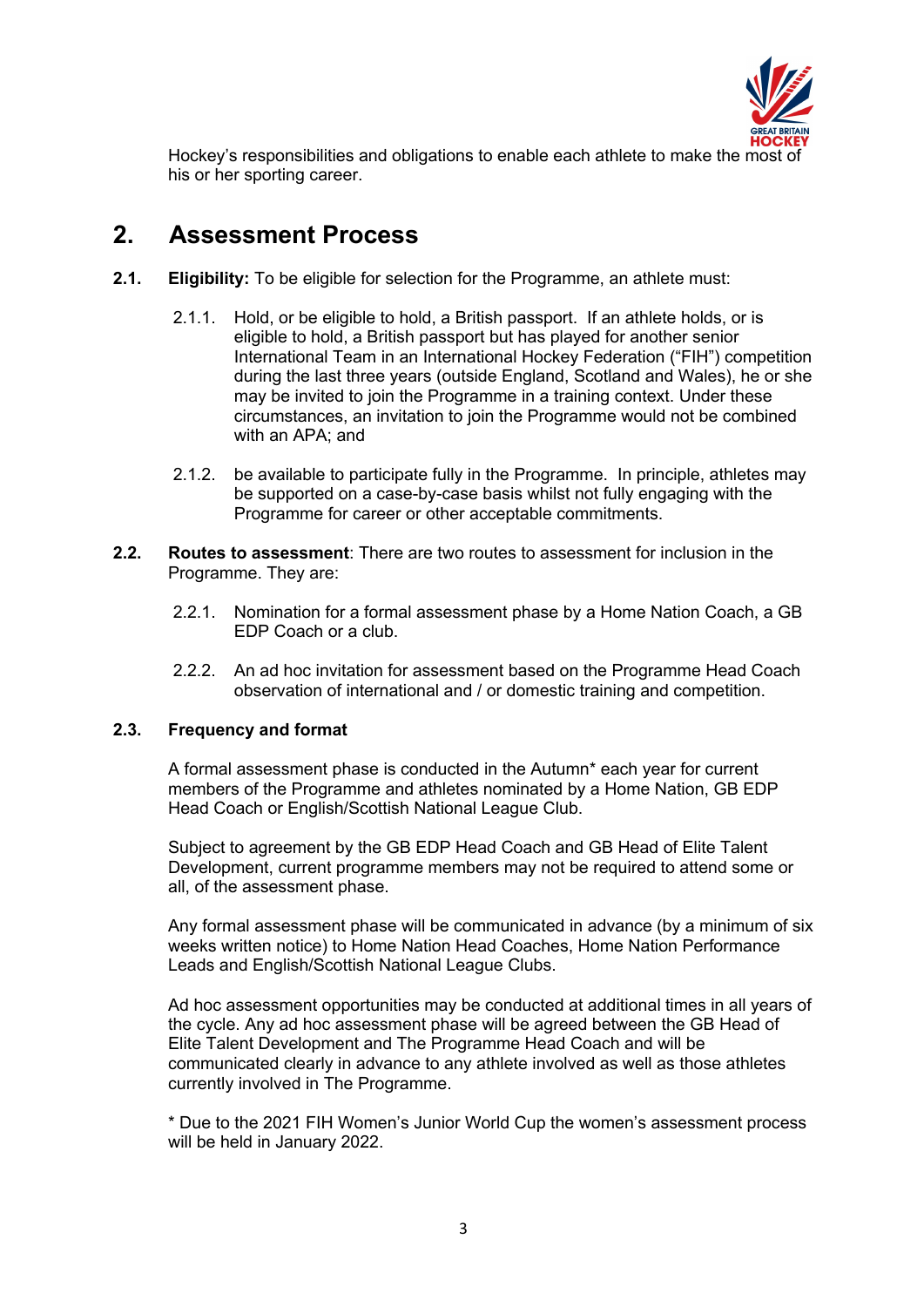Hockey's responsibilities and obligations to enable each athlete to make the most of his or her sporting career.

## 2. Assessment Process

**2.1. Eligibility:** To be eligible for selection for the Programme, an athlete must:

2.1.1. Hold, or be eligible to hold, a British passport. If an athlete holds, or is eligible to hold, a British passport but has played for another senior International Team in an International Hockey Federation ("FIH") competition during the last three years (outside England, Scotland and Wales), he or she may be invited to join the Programme in a training context. Under these circumstances, an invitation to join the Programme would not be combined with an APA; and

2.1.2. be available to participate fully in the Programme. In principle, athletes may be supported on a case-by-case basis whilst not fully engaging with the Programme for career or other acceptable commitments.

**2.2. Routes to assessment**: There are two routes to assessment for inclusion in the Programme. They are:

2.2.1. Nomination for a formal assessment phase by a Home Nation Coach, a GB EDP Coach or a club.

2.2.2. An ad hoc invitation for assessment based on the Programme Head Coach observation of international and / or domestic training and competition.

**2.3. Frequency and format**

A formal assessment phase is conducted in the Autumn* each year for current members of the Programme and athletes nominated by a Home Nation, GB EDP Head Coach or English/Scottish National League Club.

Subject to agreement by the GB EDP Head Coach and GB Head of Elite Talent Development, current programme members may not be required to attend some or all, of the assessment phase.

Any formal assessment phase will be communicated in advance (by a minimum of six weeks written notice) to Home Nation Head Coaches, Home Nation Performance Leads and English/Scottish National League Clubs.

Ad hoc assessment opportunities may be conducted at additional times in all years of the cycle. Any ad hoc assessment phase will be agreed between the GB Head of Elite Talent Development and The Programme Head Coach and will be communicated clearly in advance to any athlete involved as well as those athletes currently involved in The Programme.

* Due to the 2021 FIH Women's Junior World Cup the women's assessment process will be held in January 2022.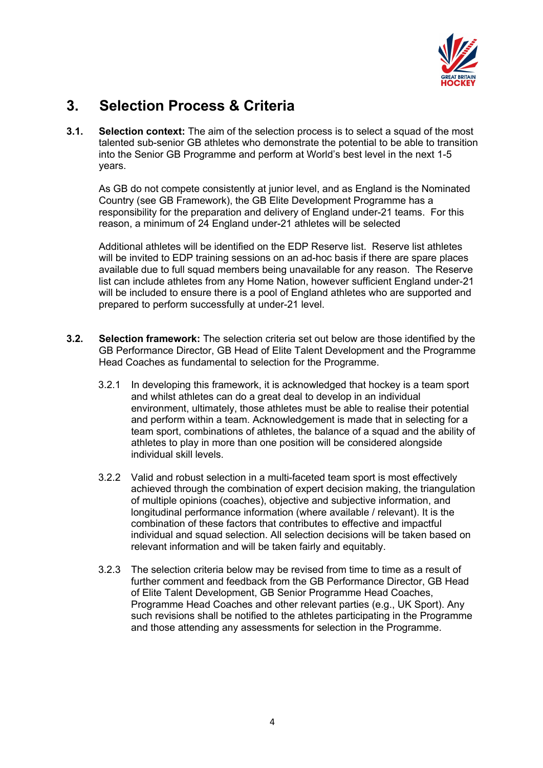## 3. Selection Process & Criteria

**3.1. Selection context:** The aim of the selection process is to select a squad of the most talented sub-senior GB athletes who demonstrate the potential to be able to transition into the Senior GB Programme and perform at World's best level in the next 1-5 years.

As GB do not compete consistently at junior level, and as England is the Nominated Country (see GB Framework), the GB Elite Development Programme has a responsibility for the preparation and delivery of England under-21 teams. For this reason, a minimum of 24 England under-21 athletes will be selected

Additional athletes will be identified on the EDP Reserve list. Reserve list athletes will be invited to EDP training sessions on an ad-hoc basis if there are spare places available due to full squad members being unavailable for any reason. The Reserve list can include athletes from any Home Nation, however sufficient England under-21 will be included to ensure there is a pool of England athletes who are supported and prepared to perform successfully at under-21 level.

**3.2. Selection framework:** The selection criteria set out below are those identified by the GB Performance Director, GB Head of Elite Talent Development and the Programme Head Coaches as fundamental to selection for the Programme.

3.2.1 In developing this framework, it is acknowledged that hockey is a team sport and whilst athletes can do a great deal to develop in an individual environment, ultimately, those athletes must be able to realise their potential and perform within a team. Acknowledgement is made that in selecting for a team sport, combinations of athletes, the balance of a squad and the ability of athletes to play in more than one position will be considered alongside individual skill levels.

3.2.2 Valid and robust selection in a multi-faceted team sport is most effectively achieved through the combination of expert decision making, the triangulation of multiple opinions (coaches), objective and subjective information, and longitudinal performance information (where available / relevant). It is the combination of these factors that contributes to effective and impactful individual and squad selection. All selection decisions will be taken based on relevant information and will be taken fairly and equitably.

3.2.3 The selection criteria below may be revised from time to time as a result of further comment and feedback from the GB Performance Director, GB Head of Elite Talent Development, GB Senior Programme Head Coaches, Programme Head Coaches and other relevant parties (e.g., UK Sport). Any such revisions shall be notified to the athletes participating in the Programme and those attending any assessments for selection in the Programme.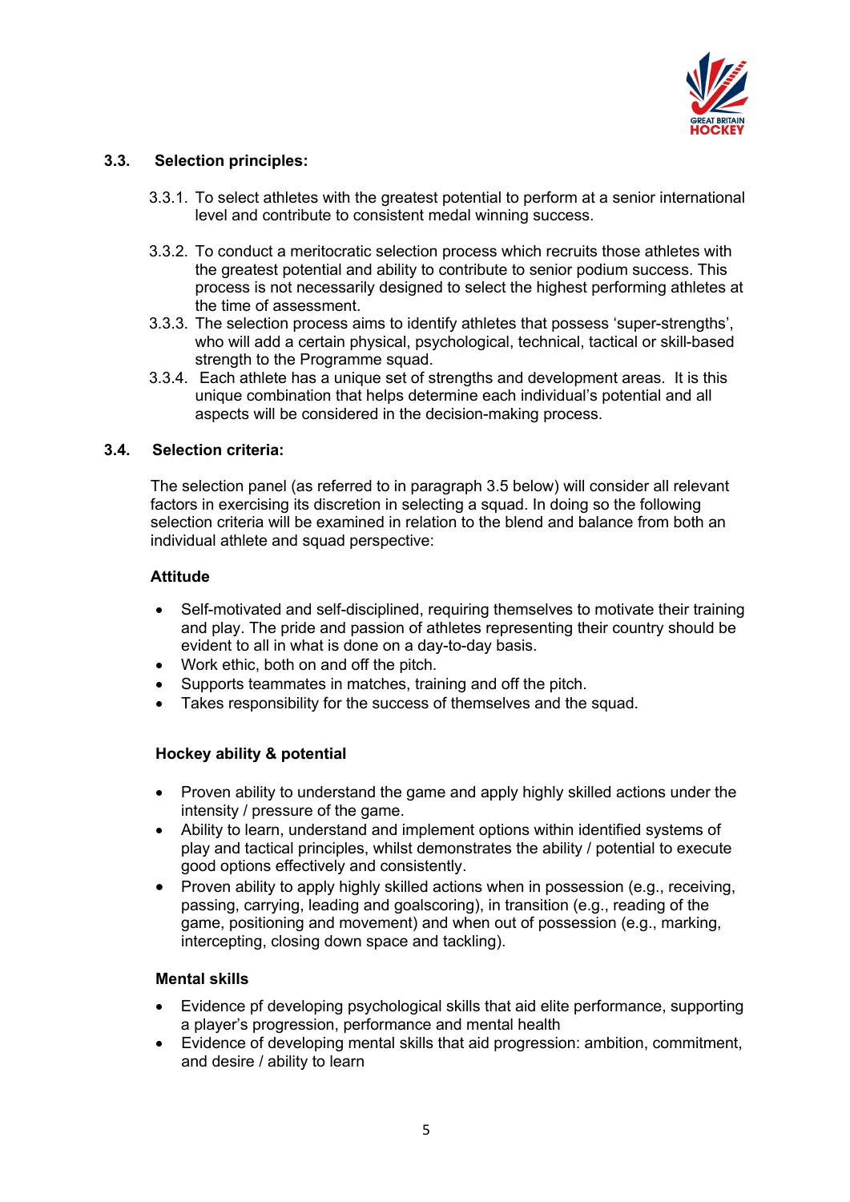### 3.3. Selection principles:

3.3.1. To select athletes with the greatest potential to perform at a senior international level and contribute to consistent medal winning success.

3.3.2. To conduct a meritocratic selection process which recruits those athletes with the greatest potential and ability to contribute to senior podium success. This process is not necessarily designed to select the highest performing athletes at the time of assessment.

3.3.3. The selection process aims to identify athletes that possess 'super-strengths', who will add a certain physical, psychological, technical, tactical or skill-based strength to the Programme squad.

3.3.4. Each athlete has a unique set of strengths and development areas. It is this unique combination that helps determine each individual's potential and all aspects will be considered in the decision-making process.

### 3.4. Selection criteria:

The selection panel (as referred to in paragraph 3.5 below) will consider all relevant factors in exercising its discretion in selecting a squad. In doing so the following selection criteria will be examined in relation to the blend and balance from both an individual athlete and squad perspective:

**Attitude**

- Self-motivated and self-disciplined, requiring themselves to motivate their training and play. The pride and passion of athletes representing their country should be evident to all in what is done on a day-to-day basis.
- Work ethic, both on and off the pitch.
- Supports teammates in matches, training and off the pitch.
- Takes responsibility for the success of themselves and the squad.

**Hockey ability & potential**

- Proven ability to understand the game and apply highly skilled actions under the intensity / pressure of the game.
- Ability to learn, understand and implement options within identified systems of play and tactical principles, whilst demonstrates the ability / potential to execute good options effectively and consistently.
- Proven ability to apply highly skilled actions when in possession (e.g., receiving, passing, carrying, leading and goalscoring), in transition (e.g., reading of the game, positioning and movement) and when out of possession (e.g., marking, intercepting, closing down space and tackling).

**Mental skills**

- Evidence pf developing psychological skills that aid elite performance, supporting a player's progression, performance and mental health
- Evidence of developing mental skills that aid progression: ambition, commitment, and desire / ability to learn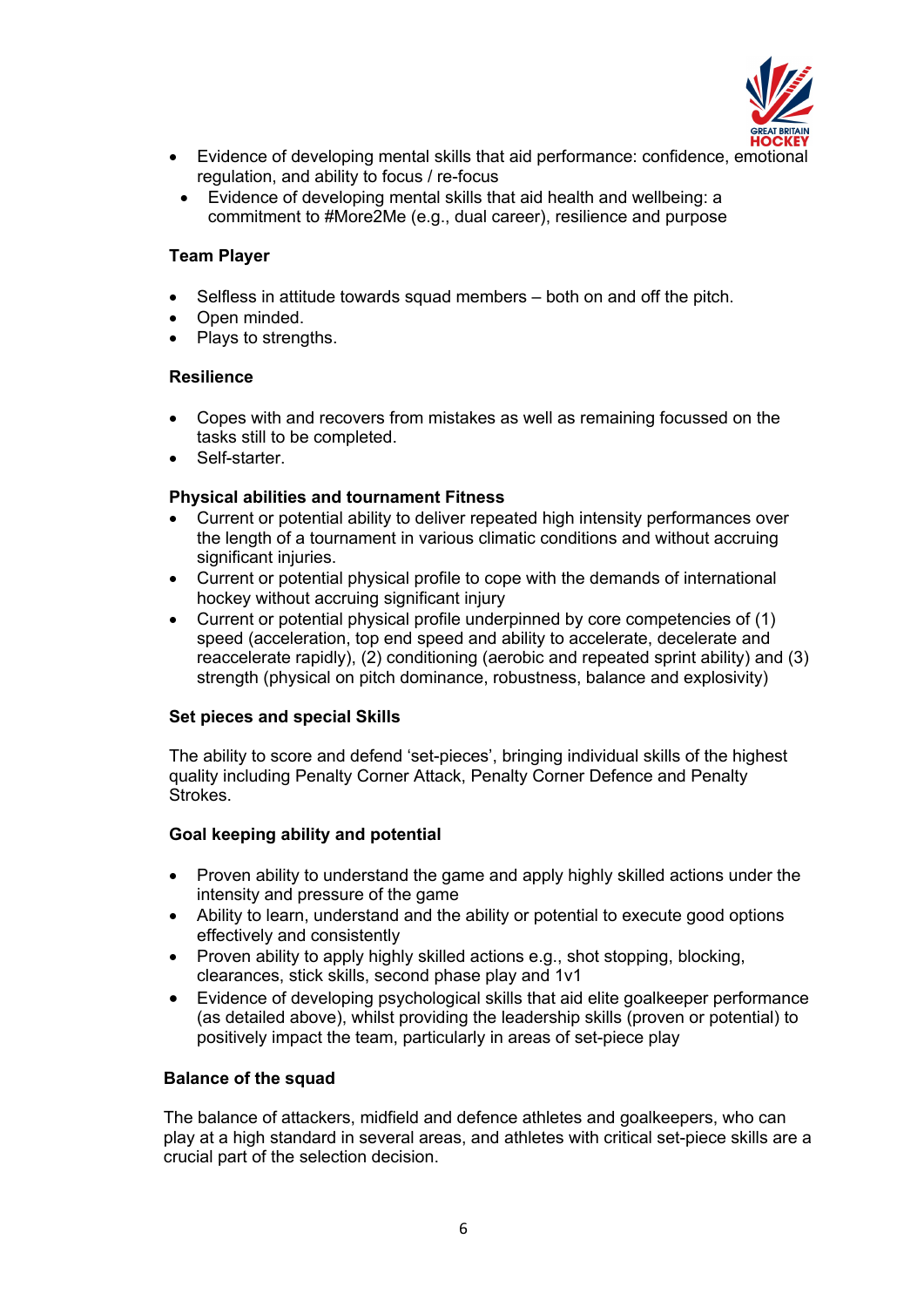- Evidence of developing mental skills that aid performance: confidence, emotional regulation, and ability to focus / re-focus
- Evidence of developing mental skills that aid health and wellbeing: a commitment to #More2Me (e.g., dual career), resilience and purpose

**Team Player**

- Selfless in attitude towards squad members – both on and off the pitch.
- Open minded.
- Plays to strengths.

**Resilience**

- Copes with and recovers from mistakes as well as remaining focussed on the tasks still to be completed.
- Self-starter.

**Physical abilities and tournament Fitness**

- Current or potential ability to deliver repeated high intensity performances over the length of a tournament in various climatic conditions and without accruing significant injuries.
- Current or potential physical profile to cope with the demands of international hockey without accruing significant injury
- Current or potential physical profile underpinned by core competencies of (1) speed (acceleration, top end speed and ability to accelerate, decelerate and reaccelerate rapidly), (2) conditioning (aerobic and repeated sprint ability) and (3) strength (physical on pitch dominance, robustness, balance and explosivity)

**Set pieces and special Skills**

The ability to score and defend 'set-pieces', bringing individual skills of the highest quality including Penalty Corner Attack, Penalty Corner Defence and Penalty Strokes.

**Goal keeping ability and potential**

- Proven ability to understand the game and apply highly skilled actions under the intensity and pressure of the game
- Ability to learn, understand and the ability or potential to execute good options effectively and consistently
- Proven ability to apply highly skilled actions e.g., shot stopping, blocking, clearances, stick skills, second phase play and 1v1
- Evidence of developing psychological skills that aid elite goalkeeper performance (as detailed above), whilst providing the leadership skills (proven or potential) to positively impact the team, particularly in areas of set-piece play

**Balance of the squad**

The balance of attackers, midfield and defence athletes and goalkeepers, who can play at a high standard in several areas, and athletes with critical set-piece skills are a crucial part of the selection decision.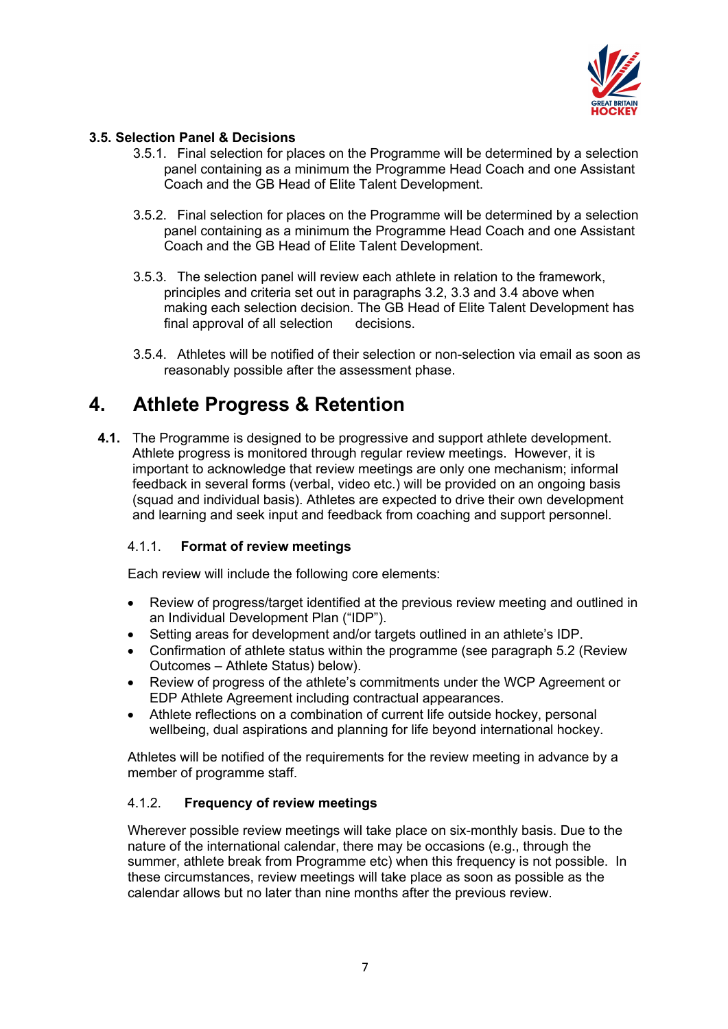### 3.5. Selection Panel & Decisions

3.5.1. Final selection for places on the Programme will be determined by a selection panel containing as a minimum the Programme Head Coach and one Assistant Coach and the GB Head of Elite Talent Development.

3.5.2. Final selection for places on the Programme will be determined by a selection panel containing as a minimum the Programme Head Coach and one Assistant Coach and the GB Head of Elite Talent Development.

3.5.3. The selection panel will review each athlete in relation to the framework, principles and criteria set out in paragraphs 3.2, 3.3 and 3.4 above when making each selection decision. The GB Head of Elite Talent Development has final approval of all selection decisions.

3.5.4. Athletes will be notified of their selection or non-selection via email as soon as reasonably possible after the assessment phase.

# 4. Athlete Progress & Retention

**4.1.** The Programme is designed to be progressive and support athlete development. Athlete progress is monitored through regular review meetings. However, it is important to acknowledge that review meetings are only one mechanism; informal feedback in several forms (verbal, video etc.) will be provided on an ongoing basis (squad and individual basis). Athletes are expected to drive their own development and learning and seek input and feedback from coaching and support personnel.

4.1.1. **Format of review meetings**

Each review will include the following core elements:

- Review of progress/target identified at the previous review meeting and outlined in an Individual Development Plan ("IDP").
- Setting areas for development and/or targets outlined in an athlete's IDP.
- Confirmation of athlete status within the programme (see paragraph 5.2 (Review Outcomes – Athlete Status) below).
- Review of progress of the athlete's commitments under the WCP Agreement or EDP Athlete Agreement including contractual appearances.
- Athlete reflections on a combination of current life outside hockey, personal wellbeing, dual aspirations and planning for life beyond international hockey.

Athletes will be notified of the requirements for the review meeting in advance by a member of programme staff.

4.1.2. **Frequency of review meetings**

Wherever possible review meetings will take place on six-monthly basis. Due to the nature of the international calendar, there may be occasions (e.g., through the summer, athlete break from Programme etc) when this frequency is not possible. In these circumstances, review meetings will take place as soon as possible as the calendar allows but no later than nine months after the previous review.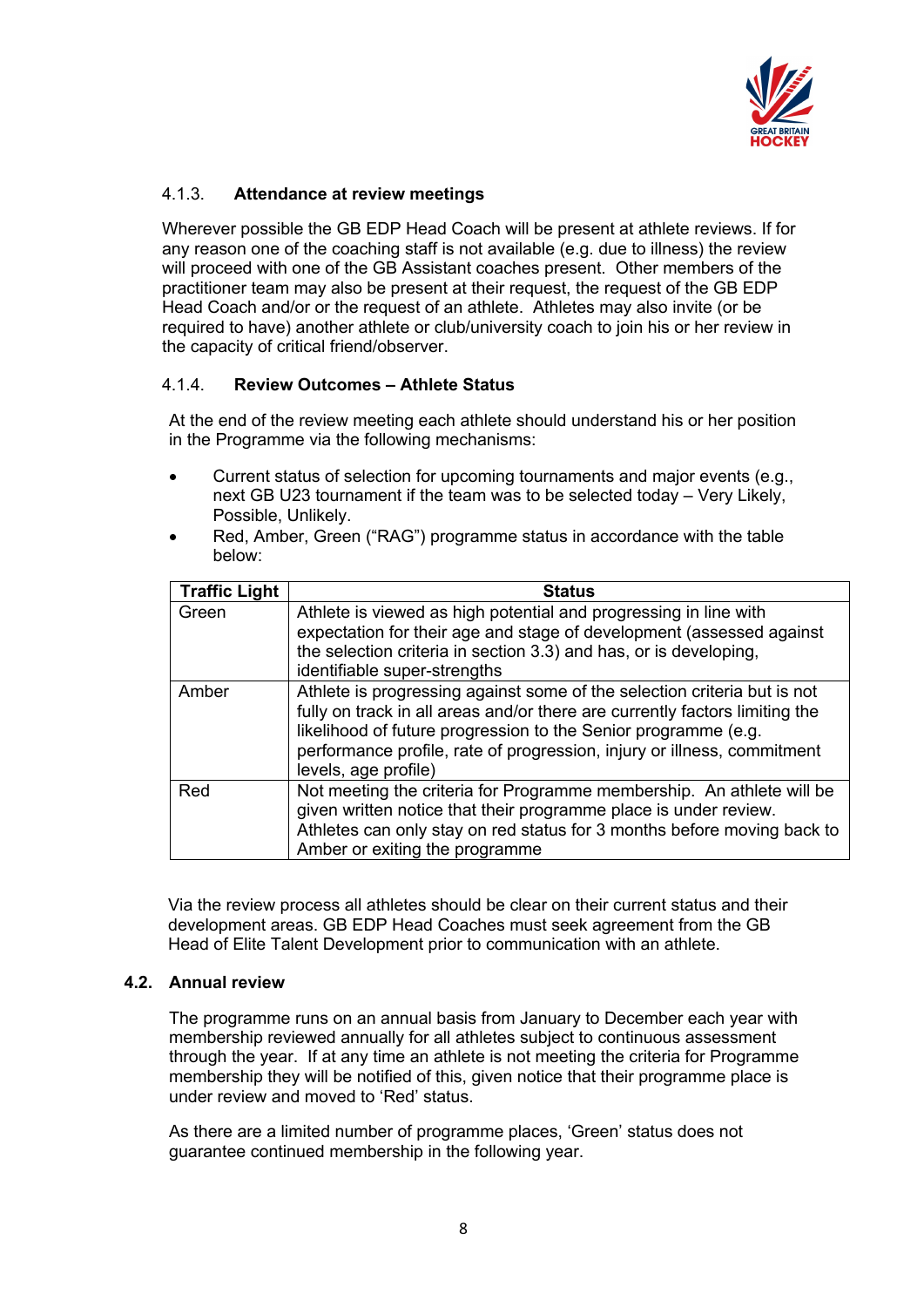#### 4.1.3. Attendance at review meetings

Wherever possible the GB EDP Head Coach will be present at athlete reviews. If for any reason one of the coaching staff is not available (e.g. due to illness) the review will proceed with one of the GB Assistant coaches present. Other members of the practitioner team may also be present at their request, the request of the GB EDP Head Coach and/or or the request of an athlete. Athletes may also invite (or be required to have) another athlete or club/university coach to join his or her review in the capacity of critical friend/observer.

#### 4.1.4. Review Outcomes – Athlete Status

At the end of the review meeting each athlete should understand his or her position in the Programme via the following mechanisms:

- Current status of selection for upcoming tournaments and major events (e.g., next GB U23 tournament if the team was to be selected today – Very Likely, Possible, Unlikely.
- Red, Amber, Green ("RAG") programme status in accordance with the table below:

| Traffic Light | Status |
|---|---|
| Green | Athlete is viewed as high potential and progressing in line with expectation for their age and stage of development (assessed against the selection criteria in section 3.3) and has, or is developing, identifiable super-strengths |
| Amber | Athlete is progressing against some of the selection criteria but is not fully on track in all areas and/or there are currently factors limiting the likelihood of future progression to the Senior programme (e.g. performance profile, rate of progression, injury or illness, commitment levels, age profile) |
| Red | Not meeting the criteria for Programme membership. An athlete will be given written notice that their programme place is under review. Athletes can only stay on red status for 3 months before moving back to Amber or exiting the programme |

Via the review process all athletes should be clear on their current status and their development areas. GB EDP Head Coaches must seek agreement from the GB Head of Elite Talent Development prior to communication with an athlete.

### 4.2. Annual review

The programme runs on an annual basis from January to December each year with membership reviewed annually for all athletes subject to continuous assessment through the year. If at any time an athlete is not meeting the criteria for Programme membership they will be notified of this, given notice that their programme place is under review and moved to 'Red' status.

As there are a limited number of programme places, 'Green' status does not guarantee continued membership in the following year.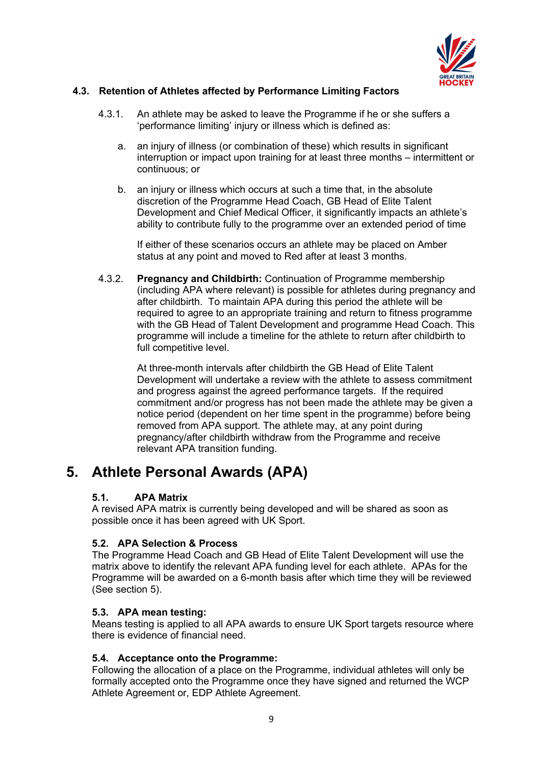### 4.3. Retention of Athletes affected by Performance Limiting Factors

4.3.1. An athlete may be asked to leave the Programme if he or she suffers a 'performance limiting' injury or illness which is defined as:

a. an injury of illness (or combination of these) which results in significant interruption or impact upon training for at least three months – intermittent or continuous; or

b. an injury or illness which occurs at such a time that, in the absolute discretion of the Programme Head Coach, GB Head of Elite Talent Development and Chief Medical Officer, it significantly impacts an athlete's ability to contribute fully to the programme over an extended period of time

If either of these scenarios occurs an athlete may be placed on Amber status at any point and moved to Red after at least 3 months.

4.3.2. **Pregnancy and Childbirth:** Continuation of Programme membership (including APA where relevant) is possible for athletes during pregnancy and after childbirth. To maintain APA during this period the athlete will be required to agree to an appropriate training and return to fitness programme with the GB Head of Talent Development and programme Head Coach. This programme will include a timeline for the athlete to return after childbirth to full competitive level.

At three-month intervals after childbirth the GB Head of Elite Talent Development will undertake a review with the athlete to assess commitment and progress against the agreed performance targets. If the required commitment and/or progress has not been made the athlete may be given a notice period (dependent on her time spent in the programme) before being removed from APA support. The athlete may, at any point during pregnancy/after childbirth withdraw from the Programme and receive relevant APA transition funding.

# 5. Athlete Personal Awards (APA)

### 5.1. APA Matrix

A revised APA matrix is currently being developed and will be shared as soon as possible once it has been agreed with UK Sport.

### 5.2. APA Selection & Process

The Programme Head Coach and GB Head of Elite Talent Development will use the matrix above to identify the relevant APA funding level for each athlete. APAs for the Programme will be awarded on a 6-month basis after which time they will be reviewed (See section 5).

### 5.3. APA mean testing:

Means testing is applied to all APA awards to ensure UK Sport targets resource where there is evidence of financial need.

### 5.4. Acceptance onto the Programme:

Following the allocation of a place on the Programme, individual athletes will only be formally accepted onto the Programme once they have signed and returned the WCP Athlete Agreement or, EDP Athlete Agreement.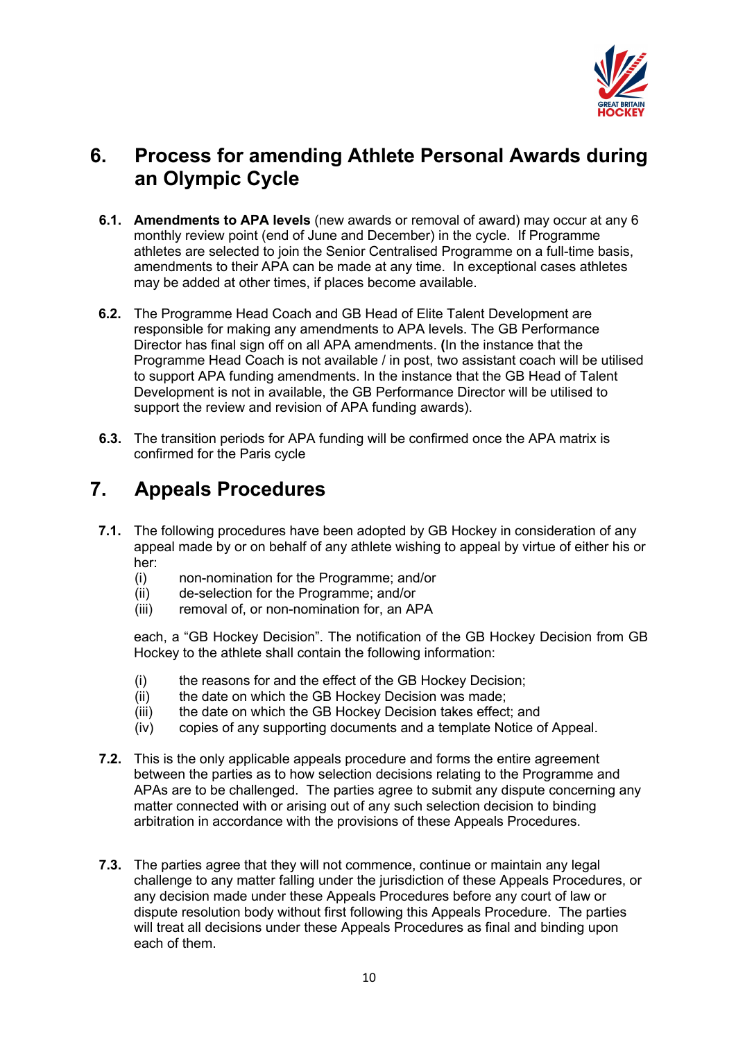## 6. Process for amending Athlete Personal Awards during an Olympic Cycle

**6.1.** **Amendments to APA levels** (new awards or removal of award) may occur at any 6 monthly review point (end of June and December) in the cycle. If Programme athletes are selected to join the Senior Centralised Programme on a full-time basis, amendments to their APA can be made at any time. In exceptional cases athletes may be added at other times, if places become available.

**6.2.** The Programme Head Coach and GB Head of Elite Talent Development are responsible for making any amendments to APA levels. The GB Performance Director has final sign off on all APA amendments. **(**In the instance that the Programme Head Coach is not available / in post, two assistant coach will be utilised to support APA funding amendments. In the instance that the GB Head of Talent Development is not in available, the GB Performance Director will be utilised to support the review and revision of APA funding awards).

**6.3.** The transition periods for APA funding will be confirmed once the APA matrix is confirmed for the Paris cycle

## 7. Appeals Procedures

**7.1.** The following procedures have been adopted by GB Hockey in consideration of any appeal made by or on behalf of any athlete wishing to appeal by virtue of either his or her:

(i) non-nomination for the Programme; and/or
(ii) de-selection for the Programme; and/or
(iii) removal of, or non-nomination for, an APA

each, a "GB Hockey Decision". The notification of the GB Hockey Decision from GB Hockey to the athlete shall contain the following information:

(i) the reasons for and the effect of the GB Hockey Decision;
(ii) the date on which the GB Hockey Decision was made;
(iii) the date on which the GB Hockey Decision takes effect; and
(iv) copies of any supporting documents and a template Notice of Appeal.

**7.2.** This is the only applicable appeals procedure and forms the entire agreement between the parties as to how selection decisions relating to the Programme and APAs are to be challenged. The parties agree to submit any dispute concerning any matter connected with or arising out of any such selection decision to binding arbitration in accordance with the provisions of these Appeals Procedures.

**7.3.** The parties agree that they will not commence, continue or maintain any legal challenge to any matter falling under the jurisdiction of these Appeals Procedures, or any decision made under these Appeals Procedures before any court of law or dispute resolution body without first following this Appeals Procedure. The parties will treat all decisions under these Appeals Procedures as final and binding upon each of them.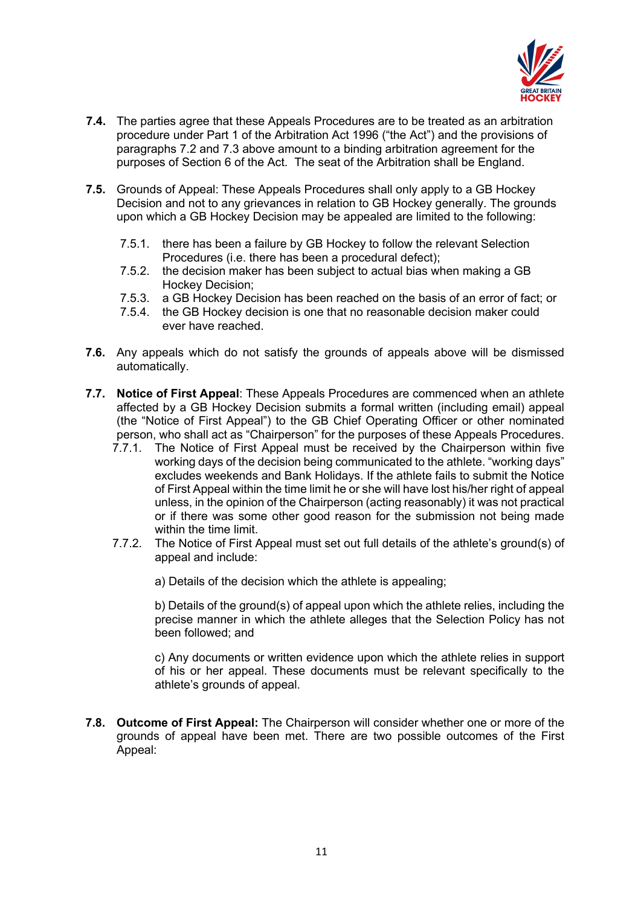**7.4.** The parties agree that these Appeals Procedures are to be treated as an arbitration procedure under Part 1 of the Arbitration Act 1996 ("the Act") and the provisions of paragraphs 7.2 and 7.3 above amount to a binding arbitration agreement for the purposes of Section 6 of the Act. The seat of the Arbitration shall be England.

**7.5.** Grounds of Appeal: These Appeals Procedures shall only apply to a GB Hockey Decision and not to any grievances in relation to GB Hockey generally. The grounds upon which a GB Hockey Decision may be appealed are limited to the following:

- 7.5.1. there has been a failure by GB Hockey to follow the relevant Selection Procedures (i.e. there has been a procedural defect);
- 7.5.2. the decision maker has been subject to actual bias when making a GB Hockey Decision;
- 7.5.3. a GB Hockey Decision has been reached on the basis of an error of fact; or
- 7.5.4. the GB Hockey decision is one that no reasonable decision maker could ever have reached.

**7.6.** Any appeals which do not satisfy the grounds of appeals above will be dismissed automatically.

**7.7.** **Notice of First Appeal**: These Appeals Procedures are commenced when an athlete affected by a GB Hockey Decision submits a formal written (including email) appeal (the "Notice of First Appeal") to the GB Chief Operating Officer or other nominated person, who shall act as "Chairperson" for the purposes of these Appeals Procedures.

- 7.7.1. The Notice of First Appeal must be received by the Chairperson within five working days of the decision being communicated to the athlete. "working days" excludes weekends and Bank Holidays. If the athlete fails to submit the Notice of First Appeal within the time limit he or she will have lost his/her right of appeal unless, in the opinion of the Chairperson (acting reasonably) it was not practical or if there was some other good reason for the submission not being made within the time limit.
- 7.7.2. The Notice of First Appeal must set out full details of the athlete's ground(s) of appeal and include:

  a) Details of the decision which the athlete is appealing;

  b) Details of the ground(s) of appeal upon which the athlete relies, including the precise manner in which the athlete alleges that the Selection Policy has not been followed; and

  c) Any documents or written evidence upon which the athlete relies in support of his or her appeal. These documents must be relevant specifically to the athlete's grounds of appeal.

**7.8.** **Outcome of First Appeal:** The Chairperson will consider whether one or more of the grounds of appeal have been met. There are two possible outcomes of the First Appeal: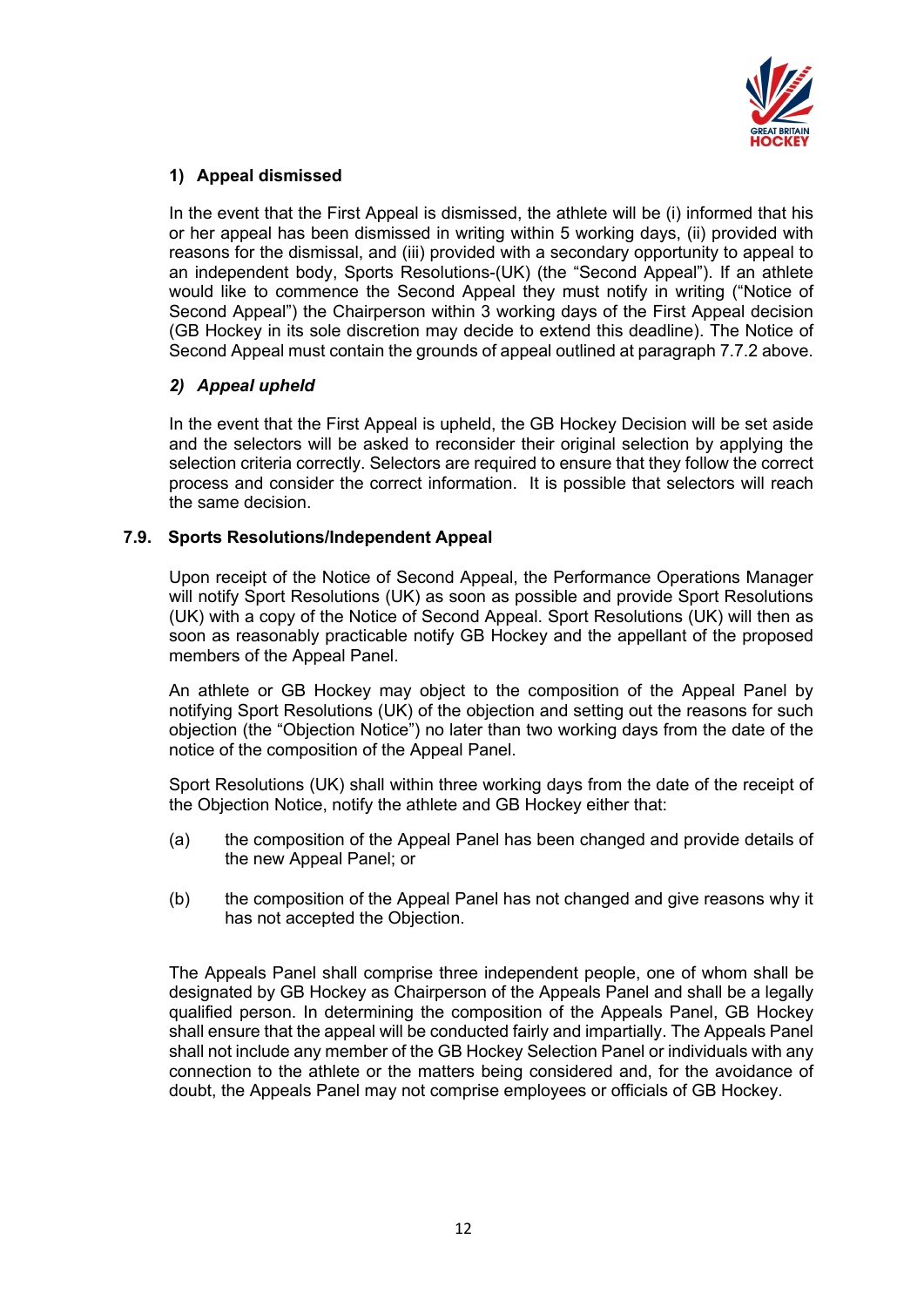#### 1) Appeal dismissed

In the event that the First Appeal is dismissed, the athlete will be (i) informed that his or her appeal has been dismissed in writing within 5 working days, (ii) provided with reasons for the dismissal, and (iii) provided with a secondary opportunity to appeal to an independent body, Sports Resolutions-(UK) (the "Second Appeal"). If an athlete would like to commence the Second Appeal they must notify in writing ("Notice of Second Appeal") the Chairperson within 3 working days of the First Appeal decision (GB Hockey in its sole discretion may decide to extend this deadline). The Notice of Second Appeal must contain the grounds of appeal outlined at paragraph 7.7.2 above.

#### *2) Appeal upheld*

In the event that the First Appeal is upheld, the GB Hockey Decision will be set aside and the selectors will be asked to reconsider their original selection by applying the selection criteria correctly. Selectors are required to ensure that they follow the correct process and consider the correct information. It is possible that selectors will reach the same decision.

### 7.9. Sports Resolutions/Independent Appeal

Upon receipt of the Notice of Second Appeal, the Performance Operations Manager will notify Sport Resolutions (UK) as soon as possible and provide Sport Resolutions (UK) with a copy of the Notice of Second Appeal. Sport Resolutions (UK) will then as soon as reasonably practicable notify GB Hockey and the appellant of the proposed members of the Appeal Panel.

An athlete or GB Hockey may object to the composition of the Appeal Panel by notifying Sport Resolutions (UK) of the objection and setting out the reasons for such objection (the "Objection Notice") no later than two working days from the date of the notice of the composition of the Appeal Panel.

Sport Resolutions (UK) shall within three working days from the date of the receipt of the Objection Notice, notify the athlete and GB Hockey either that:

(a) the composition of the Appeal Panel has been changed and provide details of the new Appeal Panel; or

(b) the composition of the Appeal Panel has not changed and give reasons why it has not accepted the Objection.

The Appeals Panel shall comprise three independent people, one of whom shall be designated by GB Hockey as Chairperson of the Appeals Panel and shall be a legally qualified person. In determining the composition of the Appeals Panel, GB Hockey shall ensure that the appeal will be conducted fairly and impartially. The Appeals Panel shall not include any member of the GB Hockey Selection Panel or individuals with any connection to the athlete or the matters being considered and, for the avoidance of doubt, the Appeals Panel may not comprise employees or officials of GB Hockey.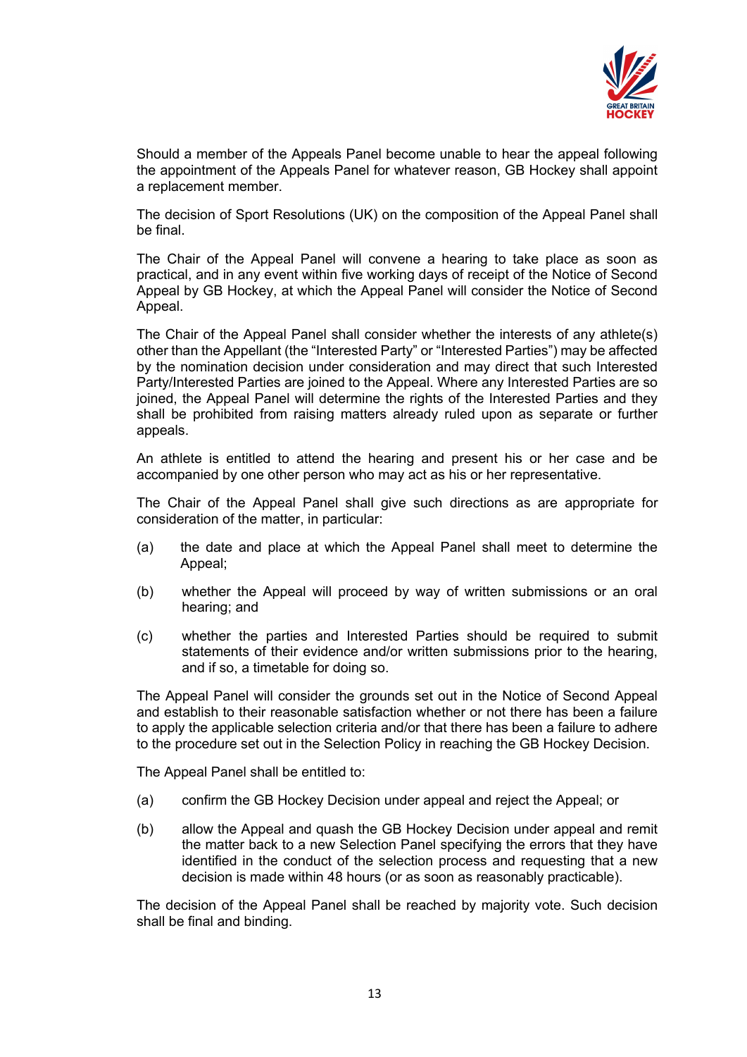Should a member of the Appeals Panel become unable to hear the appeal following the appointment of the Appeals Panel for whatever reason, GB Hockey shall appoint a replacement member.

The decision of Sport Resolutions (UK) on the composition of the Appeal Panel shall be final.

The Chair of the Appeal Panel will convene a hearing to take place as soon as practical, and in any event within five working days of receipt of the Notice of Second Appeal by GB Hockey, at which the Appeal Panel will consider the Notice of Second Appeal.

The Chair of the Appeal Panel shall consider whether the interests of any athlete(s) other than the Appellant (the "Interested Party" or "Interested Parties") may be affected by the nomination decision under consideration and may direct that such Interested Party/Interested Parties are joined to the Appeal. Where any Interested Parties are so joined, the Appeal Panel will determine the rights of the Interested Parties and they shall be prohibited from raising matters already ruled upon as separate or further appeals.

An athlete is entitled to attend the hearing and present his or her case and be accompanied by one other person who may act as his or her representative.

The Chair of the Appeal Panel shall give such directions as are appropriate for consideration of the matter, in particular:

(a) the date and place at which the Appeal Panel shall meet to determine the Appeal;

(b) whether the Appeal will proceed by way of written submissions or an oral hearing; and

(c) whether the parties and Interested Parties should be required to submit statements of their evidence and/or written submissions prior to the hearing, and if so, a timetable for doing so.

The Appeal Panel will consider the grounds set out in the Notice of Second Appeal and establish to their reasonable satisfaction whether or not there has been a failure to apply the applicable selection criteria and/or that there has been a failure to adhere to the procedure set out in the Selection Policy in reaching the GB Hockey Decision.

The Appeal Panel shall be entitled to:

(a) confirm the GB Hockey Decision under appeal and reject the Appeal; or

(b) allow the Appeal and quash the GB Hockey Decision under appeal and remit the matter back to a new Selection Panel specifying the errors that they have identified in the conduct of the selection process and requesting that a new decision is made within 48 hours (or as soon as reasonably practicable).

The decision of the Appeal Panel shall be reached by majority vote. Such decision shall be final and binding.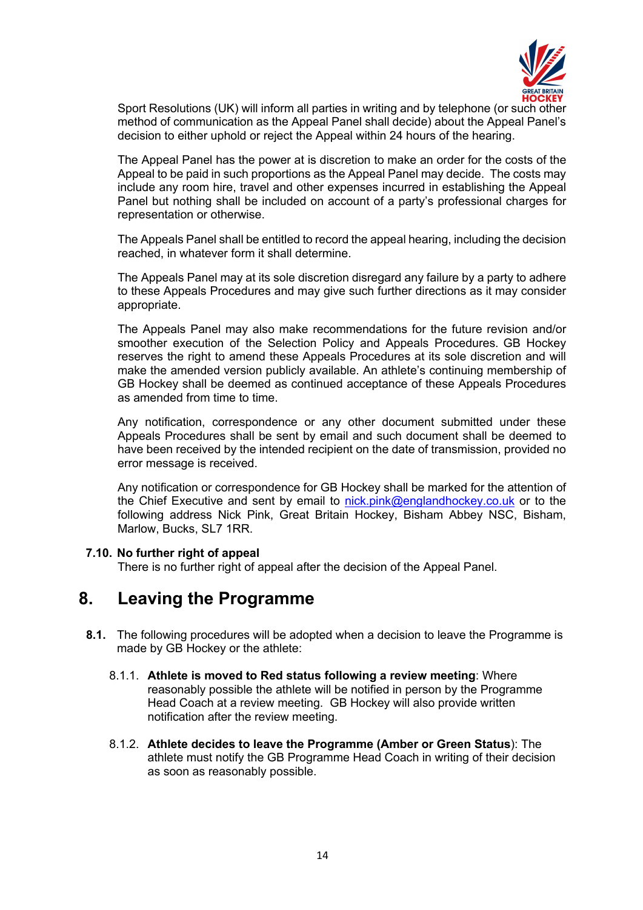Sport Resolutions (UK) will inform all parties in writing and by telephone (or such other method of communication as the Appeal Panel shall decide) about the Appeal Panel's decision to either uphold or reject the Appeal within 24 hours of the hearing.

The Appeal Panel has the power at is discretion to make an order for the costs of the Appeal to be paid in such proportions as the Appeal Panel may decide. The costs may include any room hire, travel and other expenses incurred in establishing the Appeal Panel but nothing shall be included on account of a party's professional charges for representation or otherwise.

The Appeals Panel shall be entitled to record the appeal hearing, including the decision reached, in whatever form it shall determine.

The Appeals Panel may at its sole discretion disregard any failure by a party to adhere to these Appeals Procedures and may give such further directions as it may consider appropriate.

The Appeals Panel may also make recommendations for the future revision and/or smoother execution of the Selection Policy and Appeals Procedures. GB Hockey reserves the right to amend these Appeals Procedures at its sole discretion and will make the amended version publicly available. An athlete's continuing membership of GB Hockey shall be deemed as continued acceptance of these Appeals Procedures as amended from time to time.

Any notification, correspondence or any other document submitted under these Appeals Procedures shall be sent by email and such document shall be deemed to have been received by the intended recipient on the date of transmission, provided no error message is received.

Any notification or correspondence for GB Hockey shall be marked for the attention of the Chief Executive and sent by email to nick.pink@englandhockey.co.uk or to the following address Nick Pink, Great Britain Hockey, Bisham Abbey NSC, Bisham, Marlow, Bucks, SL7 1RR.

**7.10. No further right of appeal**
There is no further right of appeal after the decision of the Appeal Panel.

# 8. Leaving the Programme

**8.1.** The following procedures will be adopted when a decision to leave the Programme is made by GB Hockey or the athlete:

8.1.1. **Athlete is moved to Red status following a review meeting**: Where reasonably possible the athlete will be notified in person by the Programme Head Coach at a review meeting. GB Hockey will also provide written notification after the review meeting.

8.1.2. **Athlete decides to leave the Programme (Amber or Green Status)**: The athlete must notify the GB Programme Head Coach in writing of their decision as soon as reasonably possible.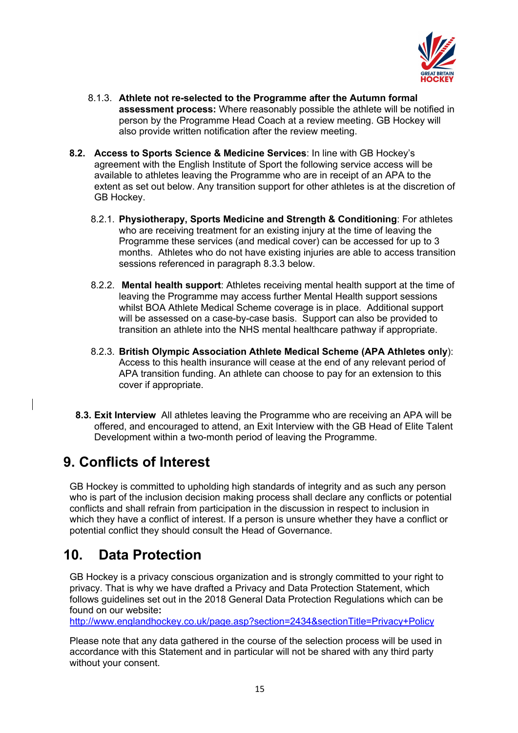8.1.3. **Athlete not re-selected to the Programme after the Autumn formal assessment process:** Where reasonably possible the athlete will be notified in person by the Programme Head Coach at a review meeting. GB Hockey will also provide written notification after the review meeting.

**8.2. Access to Sports Science & Medicine Services**: In line with GB Hockey's agreement with the English Institute of Sport the following service access will be available to athletes leaving the Programme who are in receipt of an APA to the extent as set out below. Any transition support for other athletes is at the discretion of GB Hockey.

8.2.1. **Physiotherapy, Sports Medicine and Strength & Conditioning**: For athletes who are receiving treatment for an existing injury at the time of leaving the Programme these services (and medical cover) can be accessed for up to 3 months. Athletes who do not have existing injuries are able to access transition sessions referenced in paragraph 8.3.3 below.

8.2.2. **Mental health support**: Athletes receiving mental health support at the time of leaving the Programme may access further Mental Health support sessions whilst BOA Athlete Medical Scheme coverage is in place. Additional support will be assessed on a case-by-case basis. Support can also be provided to transition an athlete into the NHS mental healthcare pathway if appropriate.

8.2.3. **British Olympic Association Athlete Medical Scheme (APA Athletes only**): Access to this health insurance will cease at the end of any relevant period of APA transition funding. An athlete can choose to pay for an extension to this cover if appropriate.

**8.3. Exit Interview** All athletes leaving the Programme who are receiving an APA will be offered, and encouraged to attend, an Exit Interview with the GB Head of Elite Talent Development within a two-month period of leaving the Programme.

# 9. Conflicts of Interest

GB Hockey is committed to upholding high standards of integrity and as such any person who is part of the inclusion decision making process shall declare any conflicts or potential conflicts and shall refrain from participation in the discussion in respect to inclusion in which they have a conflict of interest. If a person is unsure whether they have a conflict or potential conflict they should consult the Head of Governance.

# 10. Data Protection

GB Hockey is a privacy conscious organization and is strongly committed to your right to privacy. That is why we have drafted a Privacy and Data Protection Statement, which follows guidelines set out in the 2018 General Data Protection Regulations which can be found on our website**:**
http://www.englandhockey.co.uk/page.asp?section=2434&sectionTitle=Privacy+Policy

Please note that any data gathered in the course of the selection process will be used in accordance with this Statement and in particular will not be shared with any third party without your consent.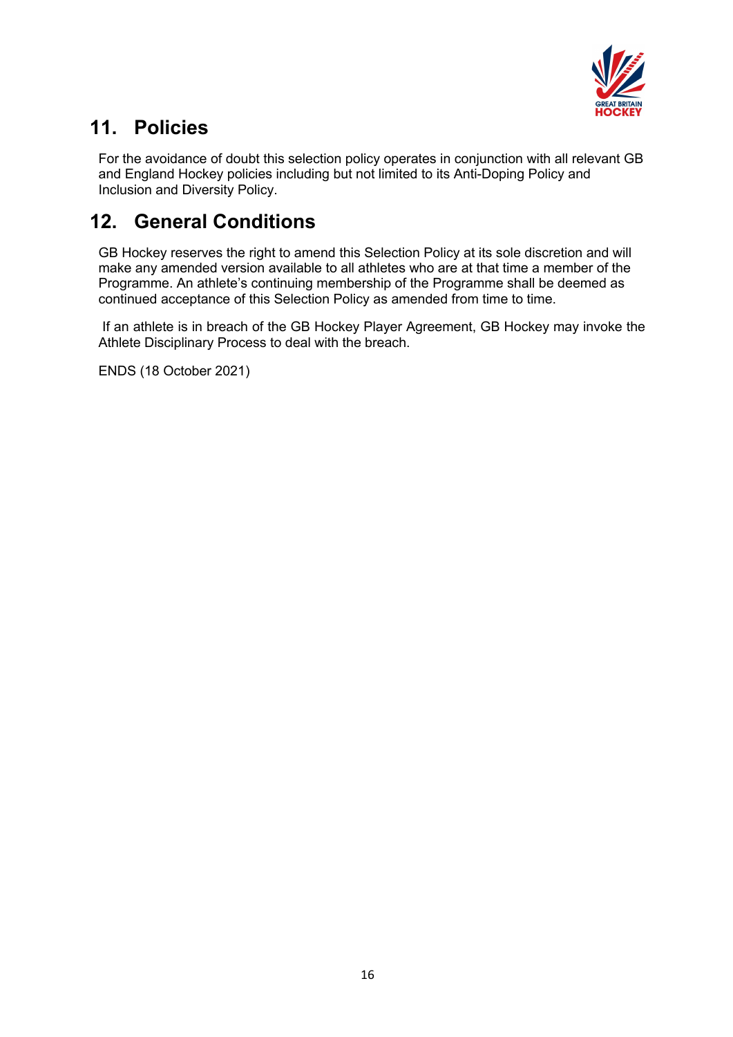## 11. Policies

For the avoidance of doubt this selection policy operates in conjunction with all relevant GB and England Hockey policies including but not limited to its Anti-Doping Policy and Inclusion and Diversity Policy.

## 12. General Conditions

GB Hockey reserves the right to amend this Selection Policy at its sole discretion and will make any amended version available to all athletes who are at that time a member of the Programme. An athlete's continuing membership of the Programme shall be deemed as continued acceptance of this Selection Policy as amended from time to time.

If an athlete is in breach of the GB Hockey Player Agreement, GB Hockey may invoke the Athlete Disciplinary Process to deal with the breach.

ENDS (18 October 2021)